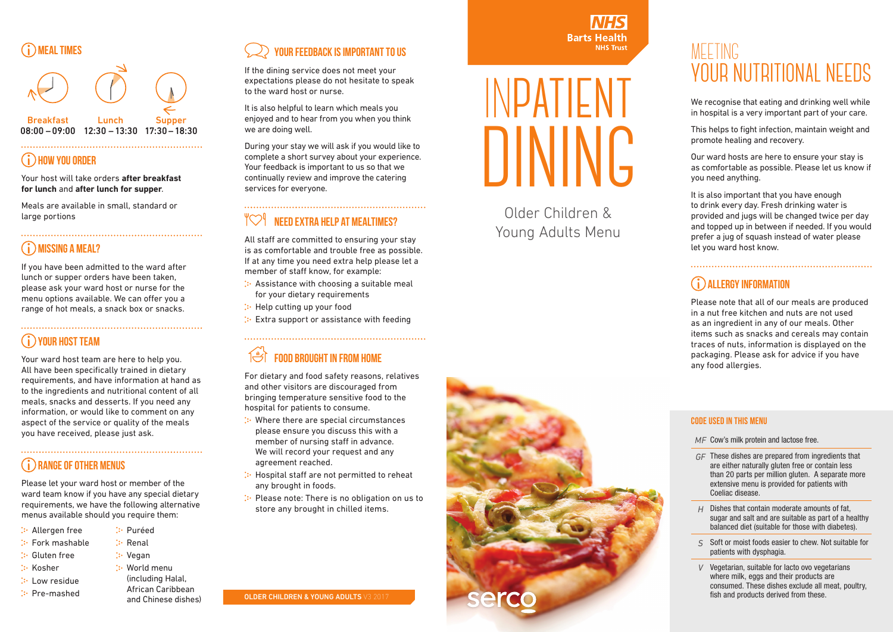## MEAL TIMES

| Breakfast | Lunch | Supper |
| --- | --- | --- |
| 08:00 – 09:00 | 12:30 – 13:30 | 17:30 – 18:30 |

## HOW YOU ORDER

Your host will take orders **after breakfast for lunch** and **after lunch for supper**.

Meals are available in small, standard or large portions

## MISSING A MEAL?

If you have been admitted to the ward after lunch or supper orders have been taken, please ask your ward host or nurse for the menu options available. We can offer you a range of hot meals, a snack box or snacks.

## YOUR HOST TEAM

Your ward host team are here to help you. All have been specifically trained in dietary requirements, and have information at hand as to the ingredients and nutritional content of all meals, snacks and desserts. If you need any information, or would like to comment on any aspect of the service or quality of the meals you have received, please just ask.

## RANGE OF OTHER MENUS

Please let your ward host or member of the ward team know if you have any special dietary requirements, we have the following alternative menus available should you require them:

- Allergen free
- Fork mashable
- Gluten free
- Kosher
- Low residue
- Pre-mashed
- Puréed
- Renal
- Vegan
- World menu (including Halal, African Caribbean and Chinese dishes)

## YOUR FEEDBACK IS IMPORTANT TO US

If the dining service does not meet your expectations please do not hesitate to speak to the ward host or nurse.

It is also helpful to learn which meals you enjoyed and to hear from you when you think we are doing well.

During your stay we will ask if you would like to complete a short survey about your experience. Your feedback is important to us so that we continually review and improve the catering services for everyone.

## NEED EXTRA HELP AT MEALTIMES?

All staff are committed to ensuring your stay is as comfortable and trouble free as possible. If at any time you need extra help please let a member of staff know, for example:

- Assistance with choosing a suitable meal for your dietary requirements
- Help cutting up your food
- Extra support or assistance with feeding

## FOOD BROUGHT IN FROM HOME

For dietary and food safety reasons, relatives and other visitors are discouraged from bringing temperature sensitive food to the hospital for patients to consume.

- Where there are special circumstances please ensure you discuss this with a member of nursing staff in advance. We will record your request and any agreement reached.
- Hospital staff are not permitted to reheat any brought in foods.
- Please note: There is no obligation on us to store any brought in chilled items.

OLDER CHILDREN & YOUNG ADULTS V3 2017

NHS Barts Health NHS Trust

# INPATIENT DINING

Older Children & Young Adults Menu

serco

# MEETING YOUR NUTRITIONAL NEEDS

We recognise that eating and drinking well while in hospital is a very important part of your care.

This helps to fight infection, maintain weight and promote healing and recovery.

Our ward hosts are here to ensure your stay is as comfortable as possible. Please let us know if you need anything.

It is also important that you have enough to drink every day. Fresh drinking water is provided and jugs will be changed twice per day and topped up in between if needed. If you would prefer a jug of squash instead of water please let you ward host know.

## ALLERGY INFORMATION

Please note that all of our meals are produced in a nut free kitchen and nuts are not used as an ingredient in any of our meals. Other items such as snacks and cereals may contain traces of nuts, information is displayed on the packaging. Please ask for advice if you have any food allergies.

### CODE USED IN THIS MENU

- *MF* Cow's milk protein and lactose free.
- *GF* These dishes are prepared from ingredients that are either naturally gluten free or contain less than 20 parts per million gluten. A separate more extensive menu is provided for patients with Coeliac disease.
- *H* Dishes that contain moderate amounts of fat, sugar and salt and are suitable as part of a healthy balanced diet (suitable for those with diabetes).
- *S* Soft or moist foods easier to chew. Not suitable for patients with dysphagia.
- *V* Vegetarian, suitable for lacto ovo vegetarians where milk, eggs and their products are consumed. These dishes exclude all meat, poultry, fish and products derived from these.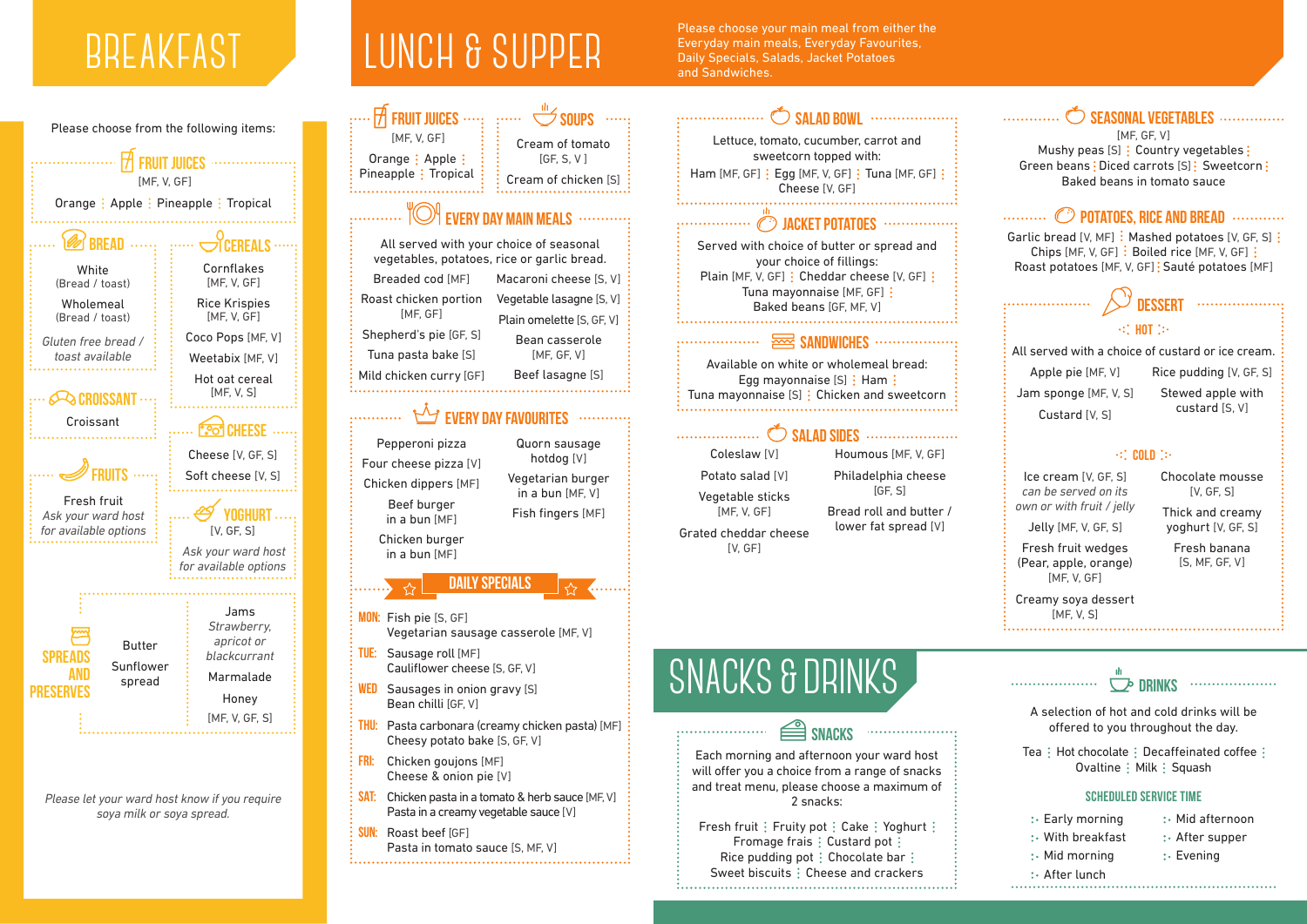# BREAKFAST

Please choose from the following items:

## FRUIT JUICES

[MF, V, GF]

Orange ⋮ Apple ⋮ Pineapple ⋮ Tropical

## BREAD

White
(Bread / toast)

Wholemeal
(Bread / toast)

*Gluten free bread / toast available*

## CEREALS

Cornflakes
[MF, V, GF]

Rice Krispies
[MF, V, GF]

Coco Pops [MF, V]

Weetabix [MF, V]

Hot oat cereal
[MF, V, S]

## CROISSANT

Croissant

## CHEESE

Cheese [V, GF, S]

Soft cheese [V, GF, S]

## FRUITS

Fresh fruit

*Ask your ward host for available options*

## YOGHURT

[V, GF, S]

*Ask your ward host for available options*

## SPREADS AND PRESERVES

Butter

Sunflower spread

Jams
*Strawberry, apricot or blackcurrant*

Marmalade

Honey

[MF, V, GF, S]

*Please let your ward host know if you require soya milk or soya spread.*

# LUNCH & SUPPER

Please choose your main meal from either the Everyday main meals, Everyday Favourites, Daily Specials, Salads, Jacket Potatoes and Sandwiches.

## FRUIT JUICES

[MF, V, GF]

Orange ⋮ Apple ⋮ Pineapple ⋮ Tropical

## SOUPS

Cream of tomato
[GF, S, V]

Cream of chicken [S]

## EVERY DAY MAIN MEALS

All served with your choice of seasonal vegetables, potatoes, rice or garlic bread.

Breaded cod [MF]

Roast chicken portion
[MF, GF]

Shepherd's pie [GF, S]

Tuna pasta bake [S]

Mild chicken curry [GF]

Macaroni cheese [S, V]

Vegetable lasagne [S, V]

Plain omelette [S, GF, V]

Bean casserole
[MF, GF, V]

Beef lasagne [S]

## EVERY DAY FAVOURITES

Pepperoni pizza

Four cheese pizza [V]

Chicken dippers [MF]

Beef burger
in a bun [MF]

Chicken burger
in a bun [MF]

Quorn sausage
hotdog [V]

Vegetarian burger
in a bun [MF, V]

Fish fingers [MF]

## DAILY SPECIALS

**MON:** Fish pie [S, GF]
Vegetarian sausage casserole [MF, V]

**TUE:** Sausage roll [MF]
Cauliflower cheese [S, GF, V]

**WED** Sausages in onion gravy [S]
Bean chilli [GF, V]

**THU:** Pasta carbonara (creamy chicken pasta) [MF]
Cheesy potato bake [S, GF, V]

**FRI:** Chicken goujons [MF]
Cheese & onion pie [V]

**SAT:** Chicken pasta in a tomato & herb sauce [MF, V]
Pasta in a creamy vegetable sauce [V]

**SUN:** Roast beef [GF]
Pasta in tomato sauce [S, MF, V]

## SALAD BOWL

Lettuce, tomato, cucumber, carrot and sweetcorn topped with:
Ham [MF, GF] ⋮ Egg [MF, V, GF] ⋮ Tuna [MF, GF] ⋮ Cheese [V, GF]

## JACKET POTATOES

Served with choice of butter or spread and your choice of fillings:
Plain [MF, V, GF] ⋮ Cheddar cheese [V, GF] ⋮ Tuna mayonnaise [MF, GF] ⋮ Baked beans [GF, MF, V]

## SANDWICHES

Available on white or wholemeal bread:
Egg mayonnaise [S] ⋮ Ham ⋮ Tuna mayonnaise [S] ⋮ Chicken and sweetcorn

## SALAD SIDES

Coleslaw [V]

Potato salad [V]

Vegetable sticks
[MF, V, GF]

Grated cheddar cheese
[V, GF]

Houmous [MF, V, GF]

Philadelphia cheese
[GF, S]

Bread roll and butter / lower fat spread [V]

## SEASONAL VEGETABLES

[MF, GF, V]

Mushy peas [S] ⋮ Country vegetables ⋮ Green beans ⋮ Diced carrots [S] ⋮ Sweetcorn ⋮ Baked beans in tomato sauce

## POTATOES, RICE AND BREAD

Garlic bread [V, MF] ⋮ Mashed potatoes [V, GF, S] ⋮ Chips [MF, V, GF] ⋮ Boiled rice [MF, V, GF] ⋮ Roast potatoes [MF, V, GF] ⋮ Sauté potatoes [MF]

## DESSERT

### HOT

All served with a choice of custard or ice cream.

Apple pie [MF, V]

Jam sponge [MF, V, S]

Custard [V, S]

Rice pudding [V, GF, S]

Stewed apple with custard [S, V]

### COLD

Ice cream [V, GF, S]
*can be served on its own or with fruit / jelly*

Jelly [MF, V, GF, S]

Fresh fruit wedges
(Pear, apple, orange)
[MF, V, GF]

Creamy soya dessert
[MF, V, S]

Chocolate mousse
[V, GF, S]

Thick and creamy yoghurt [V, GF, S]

Fresh banana
[S, MF, GF, V]

# SNACKS & DRINKS

## SNACKS

Each morning and afternoon your ward host will offer you a choice from a range of snacks and treat menu, please choose a maximum of 2 snacks:

Fresh fruit ⋮ Fruity pot ⋮ Cake ⋮ Yoghurt ⋮ Fromage frais ⋮ Custard pot ⋮ Rice pudding pot ⋮ Chocolate bar ⋮ Sweet biscuits ⋮ Cheese and crackers

## DRINKS

A selection of hot and cold drinks will be offered to you throughout the day.

Tea ⋮ Hot chocolate ⋮ Decaffeinated coffee ⋮ Ovaltine ⋮ Milk ⋮ Squash

### SCHEDULED SERVICE TIME

- Early morning
- With breakfast
- Mid morning
- After lunch
- Mid afternoon
- After supper
- Evening